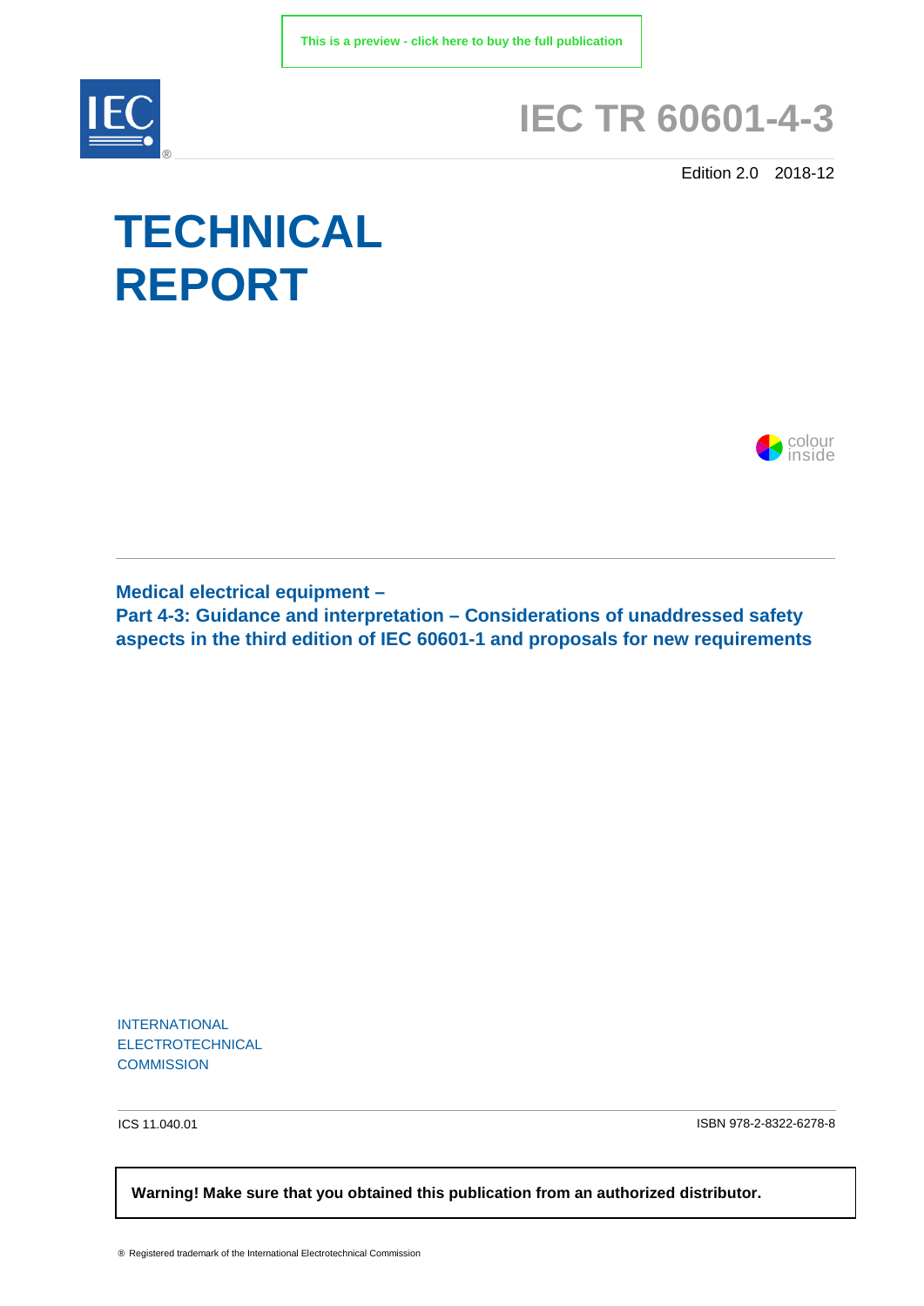This is a preview - click here to buy the full publication

# IEC TR 60601-4-3

Edition 2.0 2018-12

# TECHNICAL REPORT

colour inside

**Medical electrical equipment –**
**Part 4-3: Guidance and interpretation – Considerations of unaddressed safety aspects in the third edition of IEC 60601-1 and proposals for new requirements**

INTERNATIONAL
ELECTROTECHNICAL
COMMISSION

ICS 11.040.01

ISBN 978-2-8322-6278-8

**Warning! Make sure that you obtained this publication from an authorized distributor.**

® Registered trademark of the International Electrotechnical Commission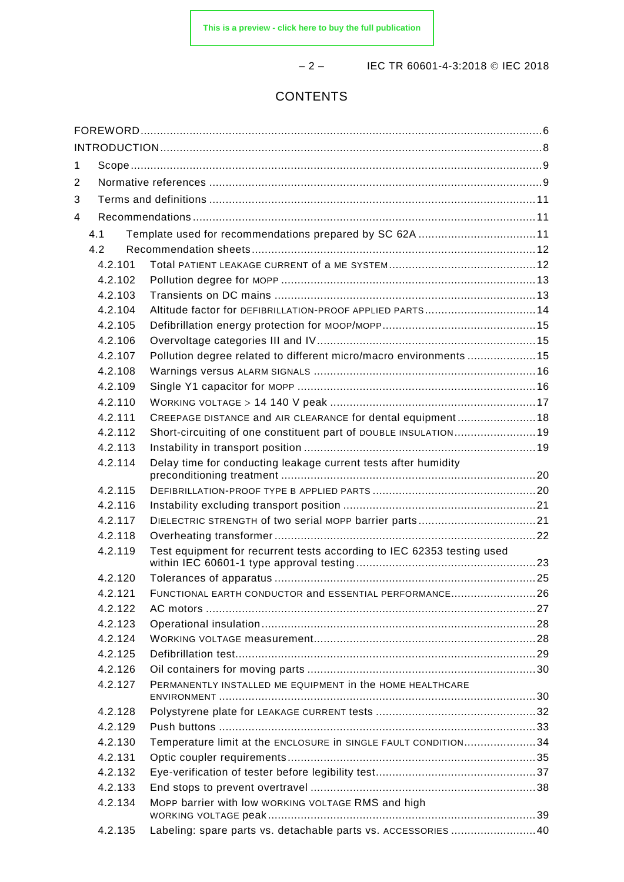# CONTENTS

FOREWORD ... 6
INTRODUCTION ... 8
1 Scope ... 9
2 Normative references ... 9
3 Terms and definitions ... 11
4 Recommendations ... 11
  4.1 Template used for recommendations prepared by SC 62A ... 11
  4.2 Recommendation sheets ... 12
    4.2.101 Total PATIENT LEAKAGE CURRENT of a ME SYSTEM ... 12
    4.2.102 Pollution degree for MOPP ... 13
    4.2.103 Transients on DC mains ... 13
    4.2.104 Altitude factor for DEFIBRILLATION-PROOF APPLIED PARTS ... 14
    4.2.105 Defibrillation energy protection for MOOP/MOPP ... 15
    4.2.106 Overvoltage categories III and IV ... 15
    4.2.107 Pollution degree related to different micro/macro environments ... 15
    4.2.108 Warnings versus ALARM SIGNALS ... 16
    4.2.109 Single Y1 capacitor for MOPP ... 16
    4.2.110 WORKING VOLTAGE > 14 140 V peak ... 17
    4.2.111 CREEPAGE DISTANCE and AIR CLEARANCE for dental equipment ... 18
    4.2.112 Short-circuiting of one constituent part of DOUBLE INSULATION ... 19
    4.2.113 Instability in transport position ... 19
    4.2.114 Delay time for conducting leakage current tests after humidity preconditioning treatment ... 20
    4.2.115 DEFIBRILLATION-PROOF TYPE B APPLIED PARTS ... 20
    4.2.116 Instability excluding transport position ... 21
    4.2.117 DIELECTRIC STRENGTH of two serial MOPP barrier parts ... 21
    4.2.118 Overheating transformer ... 22
    4.2.119 Test equipment for recurrent tests according to IEC 62353 testing used within IEC 60601-1 type approval testing ... 23
    4.2.120 Tolerances of apparatus ... 25
    4.2.121 FUNCTIONAL EARTH CONDUCTOR and ESSENTIAL PERFORMANCE ... 26
    4.2.122 AC motors ... 27
    4.2.123 Operational insulation ... 28
    4.2.124 WORKING VOLTAGE measurement ... 28
    4.2.125 Defibrillation test ... 29
    4.2.126 Oil containers for moving parts ... 30
    4.2.127 PERMANENTLY INSTALLED ME EQUIPMENT in the HOME HEALTHCARE ENVIRONMENT ... 30
    4.2.128 Polystyrene plate for LEAKAGE CURRENT tests ... 32
    4.2.129 Push buttons ... 33
    4.2.130 Temperature limit at the ENCLOSURE in SINGLE FAULT CONDITION ... 34
    4.2.131 Optic coupler requirements ... 35
    4.2.132 Eye-verification of tester before legibility test ... 37
    4.2.133 End stops to prevent overtravel ... 38
    4.2.134 MOPP barrier with low WORKING VOLTAGE RMS and high WORKING VOLTAGE peak ... 39
    4.2.135 Labeling: spare parts vs. detachable parts vs. ACCESSORIES ... 40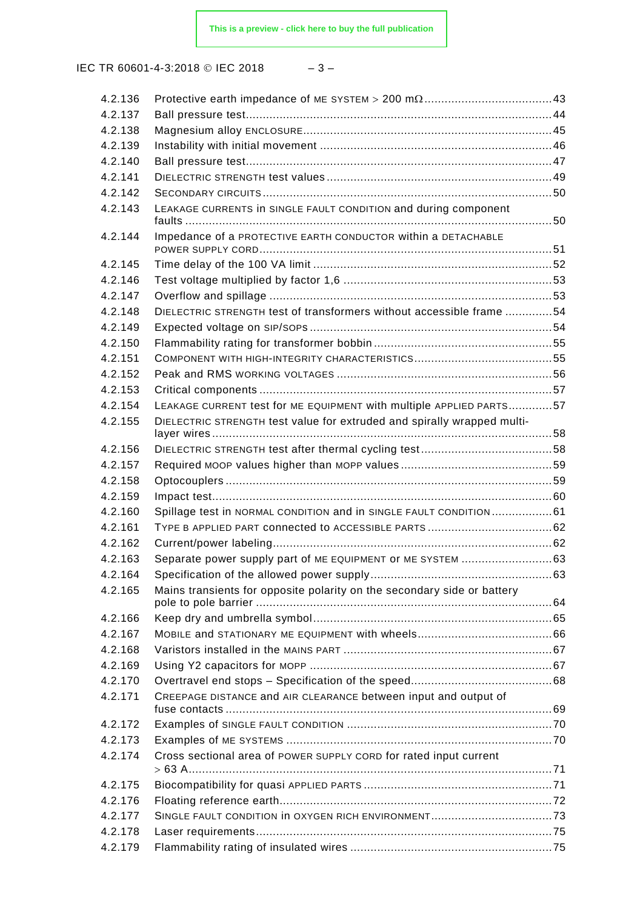4.2.136 Protective earth impedance of ME SYSTEM > 200 mΩ ..... 43
4.2.137 Ball pressure test ..... 44
4.2.138 Magnesium alloy ENCLOSURE ..... 45
4.2.139 Instability with initial movement ..... 46
4.2.140 Ball pressure test ..... 47
4.2.141 DIELECTRIC STRENGTH test values ..... 49
4.2.142 SECONDARY CIRCUITS ..... 50
4.2.143 LEAKAGE CURRENTS in SINGLE FAULT CONDITION and during component faults ..... 50
4.2.144 Impedance of a PROTECTIVE EARTH CONDUCTOR within a DETACHABLE POWER SUPPLY CORD ..... 51
4.2.145 Time delay of the 100 VA limit ..... 52
4.2.146 Test voltage multiplied by factor 1,6 ..... 53
4.2.147 Overflow and spillage ..... 53
4.2.148 DIELECTRIC STRENGTH test of transformers without accessible frame ..... 54
4.2.149 Expected voltage on SIP/SOPS ..... 54
4.2.150 Flammability rating for transformer bobbin ..... 55
4.2.151 COMPONENT WITH HIGH-INTEGRITY CHARACTERISTICS ..... 55
4.2.152 Peak and RMS WORKING VOLTAGES ..... 56
4.2.153 Critical components ..... 57
4.2.154 LEAKAGE CURRENT test for ME EQUIPMENT with multiple APPLIED PARTS ..... 57
4.2.155 DIELECTRIC STRENGTH test value for extruded and spirally wrapped multi-layer wires ..... 58
4.2.156 DIELECTRIC STRENGTH test after thermal cycling test ..... 58
4.2.157 Required MOOP values higher than MOPP values ..... 59
4.2.158 Optocouplers ..... 59
4.2.159 Impact test ..... 60
4.2.160 Spillage test in NORMAL CONDITION and in SINGLE FAULT CONDITION ..... 61
4.2.161 TYPE B APPLIED PART connected to ACCESSIBLE PARTS ..... 62
4.2.162 Current/power labeling ..... 62
4.2.163 Separate power supply part of ME EQUIPMENT or ME SYSTEM ..... 63
4.2.164 Specification of the allowed power supply ..... 63
4.2.165 Mains transients for opposite polarity on the secondary side or battery pole to pole barrier ..... 64
4.2.166 Keep dry and umbrella symbol ..... 65
4.2.167 MOBILE and STATIONARY ME EQUIPMENT with wheels ..... 66
4.2.168 Varistors installed in the MAINS PART ..... 67
4.2.169 Using Y2 capacitors for MOPP ..... 67
4.2.170 Overtravel end stops – Specification of the speed ..... 68
4.2.171 CREEPAGE DISTANCE and AIR CLEARANCE between input and output of fuse contacts ..... 69
4.2.172 Examples of SINGLE FAULT CONDITION ..... 70
4.2.173 Examples of ME SYSTEMS ..... 70
4.2.174 Cross sectional area of POWER SUPPLY CORD for rated input current > 63 A ..... 71
4.2.175 Biocompatibility for quasi APPLIED PARTS ..... 71
4.2.176 Floating reference earth ..... 72
4.2.177 SINGLE FAULT CONDITION in OXYGEN RICH ENVIRONMENT ..... 73
4.2.178 Laser requirements ..... 75
4.2.179 Flammability rating of insulated wires ..... 75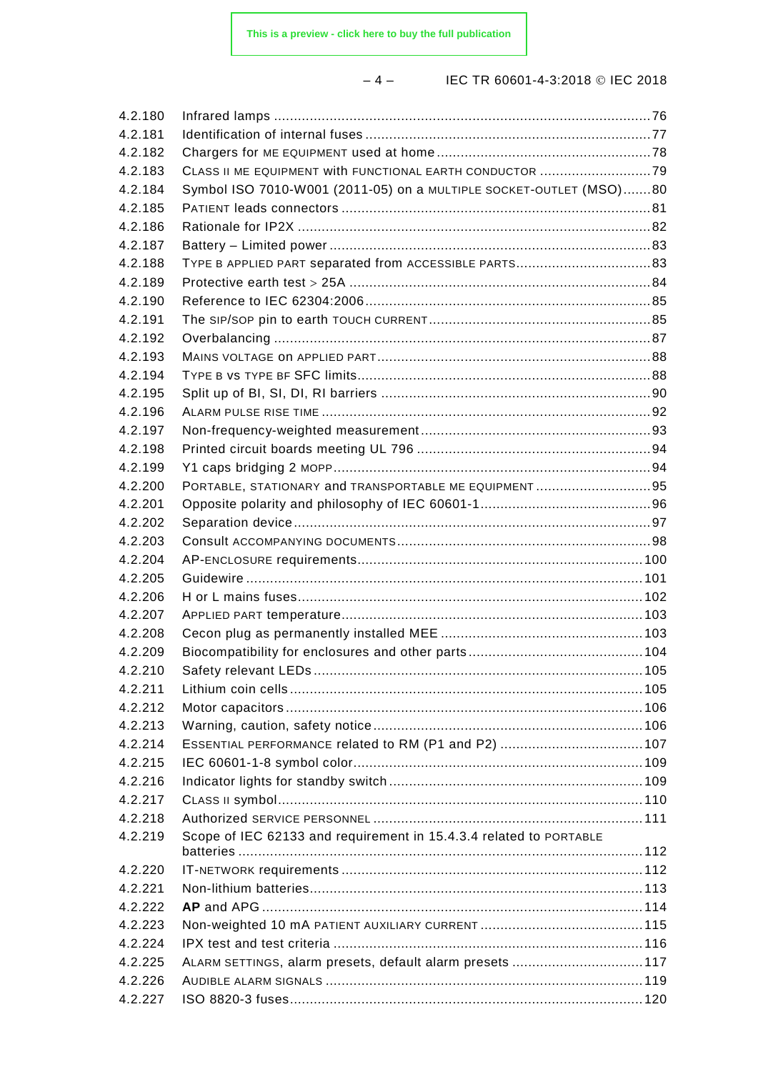4.2.180 Infrared lamps .............................................................................................76
4.2.181 Identification of internal fuses .......................................................................77
4.2.182 Chargers for ME EQUIPMENT used at home .....................................................78
4.2.183 CLASS II ME EQUIPMENT with FUNCTIONAL EARTH CONDUCTOR ...........................79
4.2.184 Symbol ISO 7010-W001 (2011-05) on a MULTIPLE SOCKET-OUTLET (MSO).......80
4.2.185 PATIENT leads connectors ............................................................................81
4.2.186 Rationale for IP2X ........................................................................................82
4.2.187 Battery – Limited power ................................................................................83
4.2.188 TYPE B APPLIED PART separated from ACCESSIBLE PARTS.................................83
4.2.189 Protective earth test > 25A ...........................................................................84
4.2.190 Reference to IEC 62304:2006.......................................................................85
4.2.191 The SIP/SOP pin to earth TOUCH CURRENT.......................................................85
4.2.192 Overbalancing .............................................................................................87
4.2.193 MAINS VOLTAGE on APPLIED PART....................................................................88
4.2.194 TYPE B vs TYPE BF SFC limits.........................................................................88
4.2.195 Split up of BI, SI, DI, RI barriers ...................................................................90
4.2.196 ALARM PULSE RISE TIME ..................................................................................92
4.2.197 Non-frequency-weighted measurement.........................................................93
4.2.198 Printed circuit boards meeting UL 796 ..........................................................94
4.2.199 Y1 caps bridging 2 MOPP...............................................................................94
4.2.200 PORTABLE, STATIONARY and TRANSPORTABLE ME EQUIPMENT ............................95
4.2.201 Opposite polarity and philosophy of IEC 60601-1..........................................96
4.2.202 Separation device........................................................................................97
4.2.203 Consult ACCOMPANYING DOCUMENTS...............................................................98
4.2.204 AP-ENCLOSURE requirements.......................................................................100
4.2.205 Guidewire ..................................................................................................101
4.2.206 H or L mains fuses......................................................................................102
4.2.207 APPLIED PART temperature...........................................................................103
4.2.208 Cecon plug as permanently installed MEE ...................................................103
4.2.209 Biocompatibility for enclosures and other parts...........................................104
4.2.210 Safety relevant LEDs.................................................................................105
4.2.211 Lithium coin cells.......................................................................................105
4.2.212 Motor capacitors.........................................................................................106
4.2.213 Warning, caution, safety notice...................................................................106
4.2.214 ESSENTIAL PERFORMANCE related to RM (P1 and P2) ...................................107
4.2.215 IEC 60601-1-8 symbol color........................................................................109
4.2.216 Indicator lights for standby switch ..............................................................109
4.2.217 CLASS II symbol..........................................................................................110
4.2.218 Authorized SERVICE PERSONNEL ...................................................................111
4.2.219 Scope of IEC 62133 and requirement in 15.4.3.4 related to PORTABLE batteries ....................................................................................................112
4.2.220 IT-NETWORK requirements ..........................................................................112
4.2.221 Non-lithium batteries...................................................................................113
4.2.222 **AP** and APG ..............................................................................................114
4.2.223 Non-weighted 10 mA PATIENT AUXILIARY CURRENT ........................................115
4.2.224 IPX test and test criteria ............................................................................116
4.2.225 ALARM SETTINGS, alarm presets, default alarm presets ................................117
4.2.226 AUDIBLE ALARM SIGNALS ...............................................................................119
4.2.227 ISO 8820-3 fuses........................................................................................120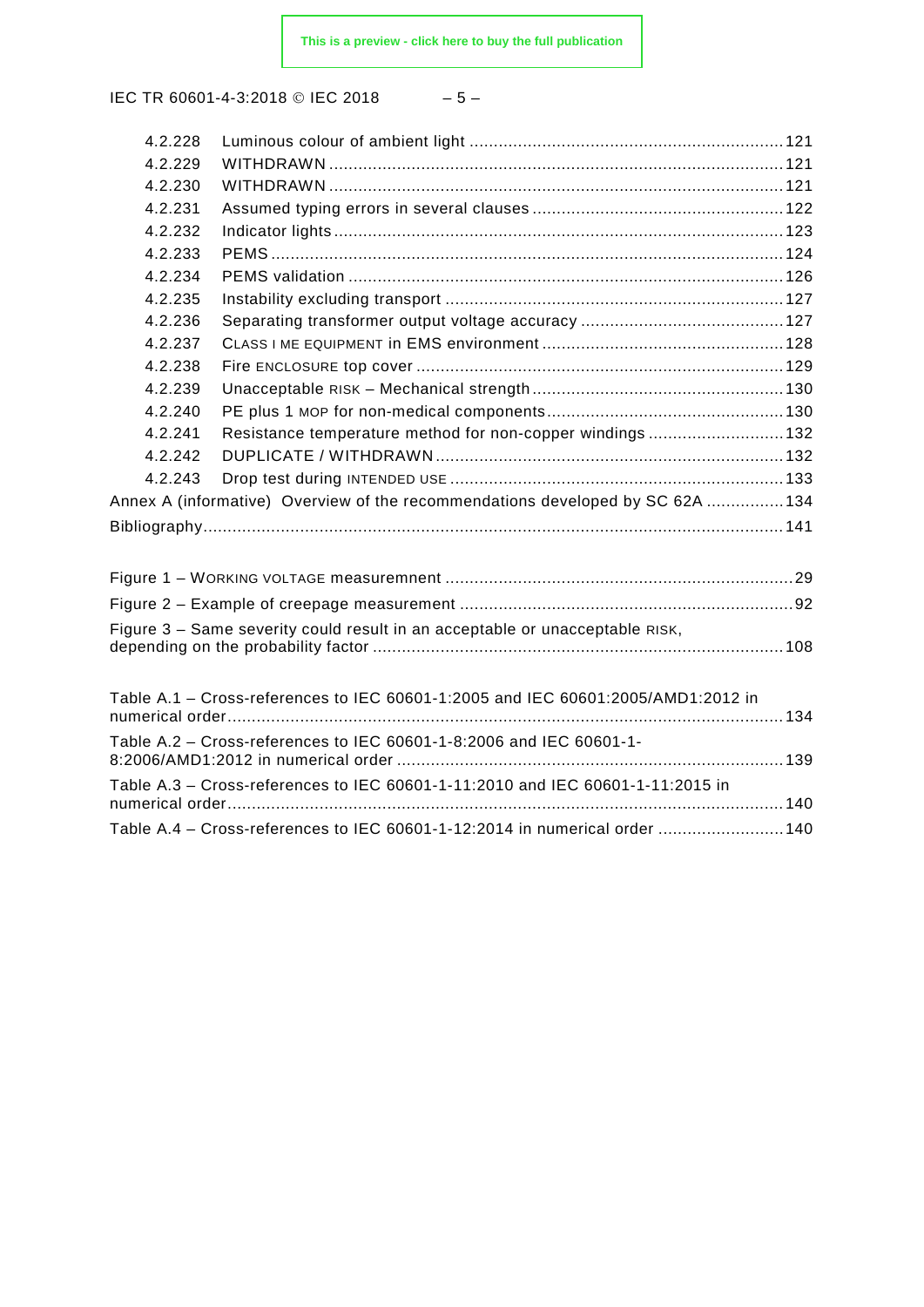4.2.228 Luminous colour of ambient light ....................................................................121
4.2.229 WITHDRAWN ..............................................................................................121
4.2.230 WITHDRAWN ..............................................................................................121
4.2.231 Assumed typing errors in several clauses ...................................................122
4.2.232 Indicator lights .............................................................................................123
4.2.233 PEMS ..........................................................................................................124
4.2.234 PEMS validation ..........................................................................................126
4.2.235 Instability excluding transport ......................................................................127
4.2.236 Separating transformer output voltage accuracy ..........................................127
4.2.237 CLASS I ME EQUIPMENT in EMS environment ..................................................128
4.2.238 Fire ENCLOSURE top cover ............................................................................129
4.2.239 Unacceptable RISK – Mechanical strength ....................................................130
4.2.240 PE plus 1 MOP for non-medical components ................................................130
4.2.241 Resistance temperature method for non-copper windings ............................132
4.2.242 DUPLICATE / WITHDRAWN ........................................................................132
4.2.243 Drop test during INTENDED USE ....................................................................133

Annex A (informative) Overview of the recommendations developed by SC 62A ................134

Bibliography.......................................................................................................................141

Figure 1 – WORKING VOLTAGE measuremnent ........................................................................29

Figure 2 – Example of creepage measurement .....................................................................92

Figure 3 – Same severity could result in an acceptable or unacceptable RISK, depending on the probability factor ....................................................................................108

Table A.1 – Cross-references to IEC 60601-1:2005 and IEC 60601:2005/AMD1:2012 in numerical order...................................................................................................................134

Table A.2 – Cross-references to IEC 60601-1-8:2006 and IEC 60601-1-8:2006/AMD1:2012 in numerical order ...............................................................................139

Table A.3 – Cross-references to IEC 60601-1-11:2010 and IEC 60601-1-11:2015 in numerical order...................................................................................................................140

Table A.4 – Cross-references to IEC 60601-1-12:2014 in numerical order ..........................140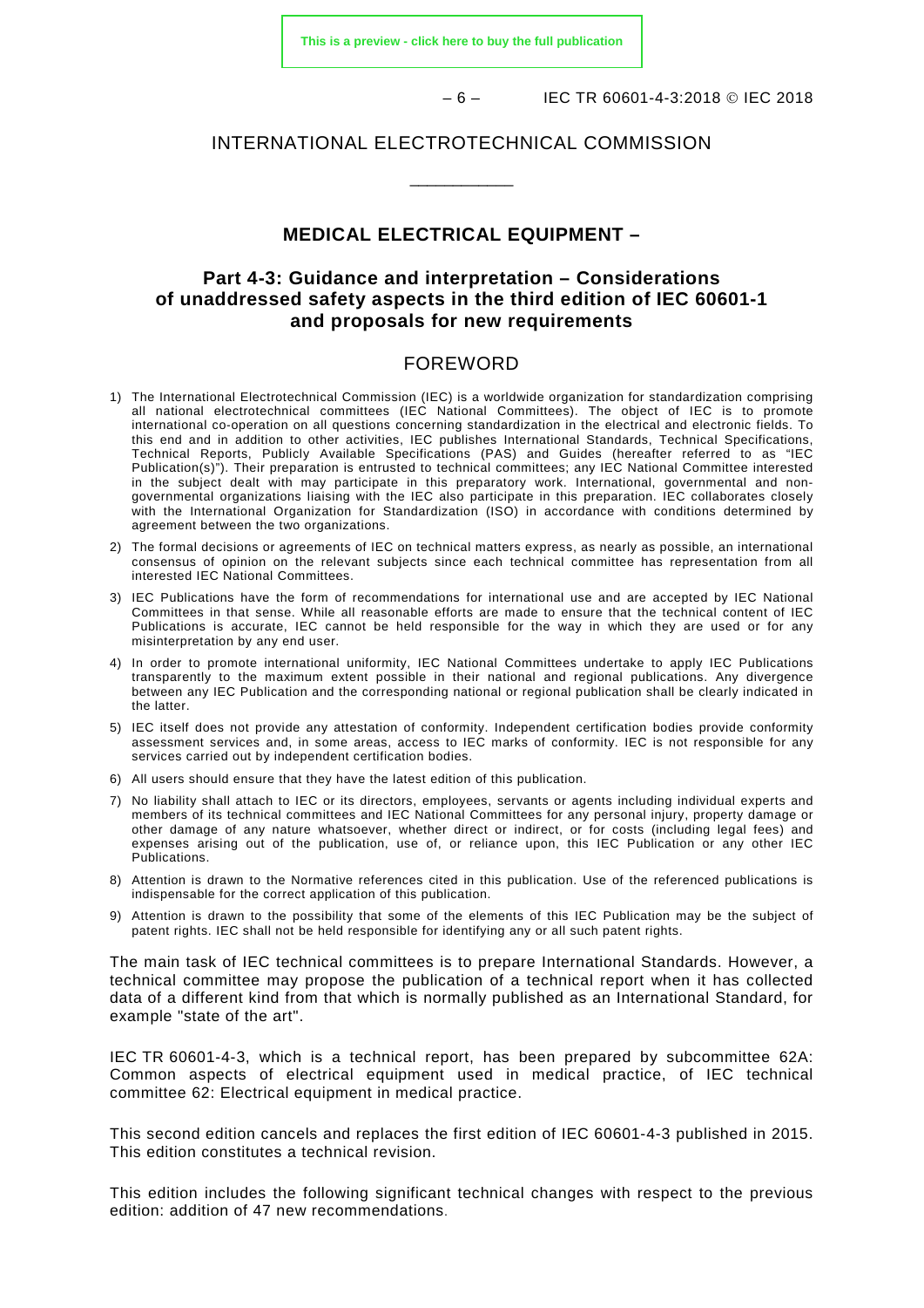# INTERNATIONAL ELECTROTECHNICAL COMMISSION

\_\_\_\_\_\_\_\_\_\_\_\_

## MEDICAL ELECTRICAL EQUIPMENT –

## Part 4-3: Guidance and interpretation – Considerations of unaddressed safety aspects in the third edition of IEC 60601-1 and proposals for new requirements

## FOREWORD

1) The International Electrotechnical Commission (IEC) is a worldwide organization for standardization comprising all national electrotechnical committees (IEC National Committees). The object of IEC is to promote international co-operation on all questions concerning standardization in the electrical and electronic fields. To this end and in addition to other activities, IEC publishes International Standards, Technical Specifications, Technical Reports, Publicly Available Specifications (PAS) and Guides (hereafter referred to as "IEC Publication(s)"). Their preparation is entrusted to technical committees; any IEC National Committee interested in the subject dealt with may participate in this preparatory work. International, governmental and non-governmental organizations liaising with the IEC also participate in this preparation. IEC collaborates closely with the International Organization for Standardization (ISO) in accordance with conditions determined by agreement between the two organizations.
2) The formal decisions or agreements of IEC on technical matters express, as nearly as possible, an international consensus of opinion on the relevant subjects since each technical committee has representation from all interested IEC National Committees.
3) IEC Publications have the form of recommendations for international use and are accepted by IEC National Committees in that sense. While all reasonable efforts are made to ensure that the technical content of IEC Publications is accurate, IEC cannot be held responsible for the way in which they are used or for any misinterpretation by any end user.
4) In order to promote international uniformity, IEC National Committees undertake to apply IEC Publications transparently to the maximum extent possible in their national and regional publications. Any divergence between any IEC Publication and the corresponding national or regional publication shall be clearly indicated in the latter.
5) IEC itself does not provide any attestation of conformity. Independent certification bodies provide conformity assessment services and, in some areas, access to IEC marks of conformity. IEC is not responsible for any services carried out by independent certification bodies.
6) All users should ensure that they have the latest edition of this publication.
7) No liability shall attach to IEC or its directors, employees, servants or agents including individual experts and members of its technical committees and IEC National Committees for any personal injury, property damage or other damage of any nature whatsoever, whether direct or indirect, or for costs (including legal fees) and expenses arising out of the publication, use of, or reliance upon, this IEC Publication or any other IEC Publications.
8) Attention is drawn to the Normative references cited in this publication. Use of the referenced publications is indispensable for the correct application of this publication.
9) Attention is drawn to the possibility that some of the elements of this IEC Publication may be the subject of patent rights. IEC shall not be held responsible for identifying any or all such patent rights.

The main task of IEC technical committees is to prepare International Standards. However, a technical committee may propose the publication of a technical report when it has collected data of a different kind from that which is normally published as an International Standard, for example "state of the art".

IEC TR 60601-4-3, which is a technical report, has been prepared by subcommittee 62A: Common aspects of electrical equipment used in medical practice, of IEC technical committee 62: Electrical equipment in medical practice.

This second edition cancels and replaces the first edition of IEC 60601-4-3 published in 2015. This edition constitutes a technical revision.

This edition includes the following significant technical changes with respect to the previous edition: addition of 47 new recommendations.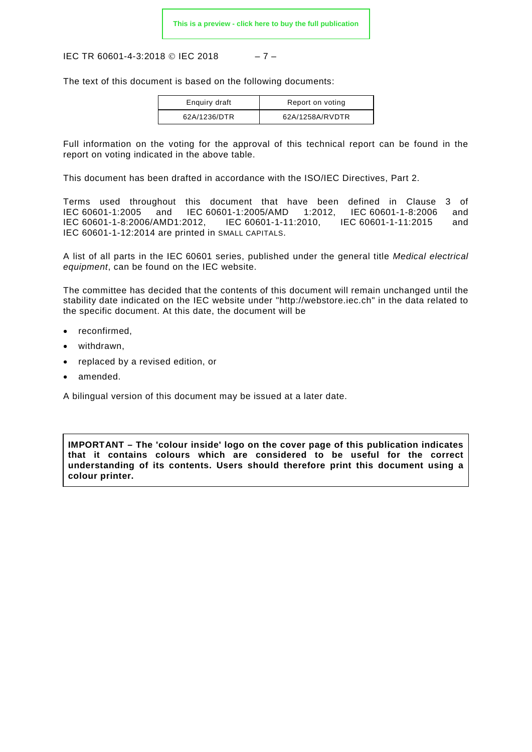The text of this document is based on the following documents:

| Enquiry draft | Report on voting |
|---|---|
| 62A/1236/DTR | 62A/1258A/RVDTR |

Full information on the voting for the approval of this technical report can be found in the report on voting indicated in the above table.

This document has been drafted in accordance with the ISO/IEC Directives, Part 2.

Terms used throughout this document that have been defined in Clause 3 of IEC 60601-1:2005 and IEC 60601-1:2005/AMD 1:2012, IEC 60601-1-8:2006 and IEC 60601-1-8:2006/AMD1:2012, IEC 60601-1-11:2010, IEC 60601-1-11:2015 and IEC 60601-1-12:2014 are printed in SMALL CAPITALS.

A list of all parts in the IEC 60601 series, published under the general title *Medical electrical equipment*, can be found on the IEC website.

The committee has decided that the contents of this document will remain unchanged until the stability date indicated on the IEC website under "http://webstore.iec.ch" in the data related to the specific document. At this date, the document will be

- reconfirmed,
- withdrawn,
- replaced by a revised edition, or
- amended.

A bilingual version of this document may be issued at a later date.

**IMPORTANT – The 'colour inside' logo on the cover page of this publication indicates that it contains colours which are considered to be useful for the correct understanding of its contents. Users should therefore print this document using a colour printer.**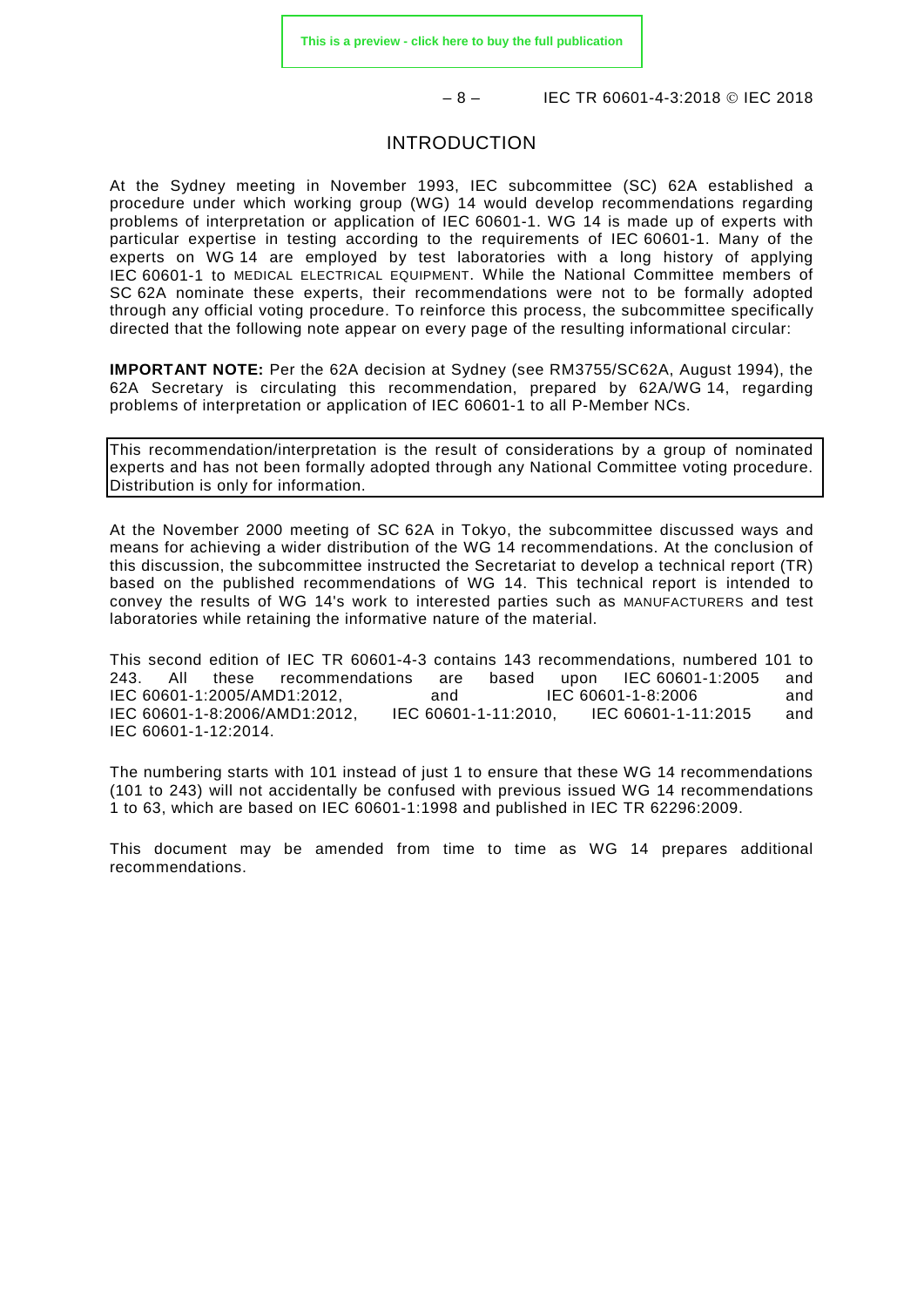# INTRODUCTION

At the Sydney meeting in November 1993, IEC subcommittee (SC) 62A established a procedure under which working group (WG) 14 would develop recommendations regarding problems of interpretation or application of IEC 60601-1. WG 14 is made up of experts with particular expertise in testing according to the requirements of IEC 60601-1. Many of the experts on WG 14 are employed by test laboratories with a long history of applying IEC 60601-1 to MEDICAL ELECTRICAL EQUIPMENT. While the National Committee members of SC 62A nominate these experts, their recommendations were not to be formally adopted through any official voting procedure. To reinforce this process, the subcommittee specifically directed that the following note appear on every page of the resulting informational circular:

**IMPORTANT NOTE:** Per the 62A decision at Sydney (see RM3755/SC62A, August 1994), the 62A Secretary is circulating this recommendation, prepared by 62A/WG 14, regarding problems of interpretation or application of IEC 60601-1 to all P-Member NCs.

| This recommendation/interpretation is the result of considerations by a group of nominated experts and has not been formally adopted through any National Committee voting procedure. Distribution is only for information. |
|---|

At the November 2000 meeting of SC 62A in Tokyo, the subcommittee discussed ways and means for achieving a wider distribution of the WG 14 recommendations. At the conclusion of this discussion, the subcommittee instructed the Secretariat to develop a technical report (TR) based on the published recommendations of WG 14. This technical report is intended to convey the results of WG 14's work to interested parties such as MANUFACTURERS and test laboratories while retaining the informative nature of the material.

This second edition of IEC TR 60601-4-3 contains 143 recommendations, numbered 101 to 243. All these recommendations are based upon IEC 60601-1:2005 and IEC 60601-1:2005/AMD1:2012, and IEC 60601-1-8:2006 and IEC 60601-1-8:2006/AMD1:2012, IEC 60601-1-11:2010, IEC 60601-1-11:2015 and IEC 60601-1-12:2014.

The numbering starts with 101 instead of just 1 to ensure that these WG 14 recommendations (101 to 243) will not accidentally be confused with previous issued WG 14 recommendations 1 to 63, which are based on IEC 60601-1:1998 and published in IEC TR 62296:2009.

This document may be amended from time to time as WG 14 prepares additional recommendations.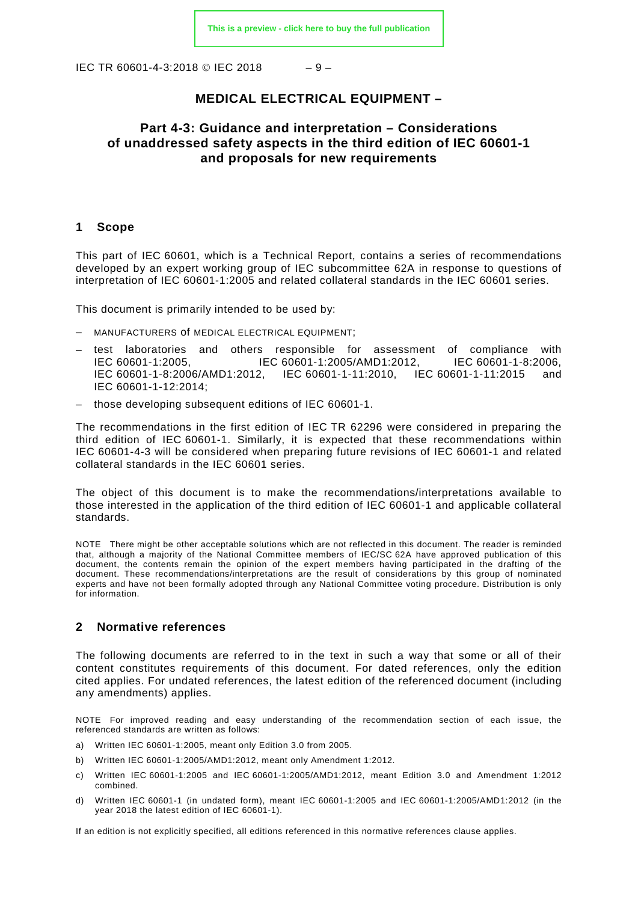# MEDICAL ELECTRICAL EQUIPMENT –

## Part 4-3: Guidance and interpretation – Considerations of unaddressed safety aspects in the third edition of IEC 60601-1 and proposals for new requirements

## 1 Scope

This part of IEC 60601, which is a Technical Report, contains a series of recommendations developed by an expert working group of IEC subcommittee 62A in response to questions of interpretation of IEC 60601-1:2005 and related collateral standards in the IEC 60601 series.

This document is primarily intended to be used by:

– MANUFACTURERS of MEDICAL ELECTRICAL EQUIPMENT;

– test laboratories and others responsible for assessment of compliance with IEC 60601-1:2005, IEC 60601-1:2005/AMD1:2012, IEC 60601-1-8:2006, IEC 60601-1-8:2006/AMD1:2012, IEC 60601-1-11:2010, IEC 60601-1-11:2015 and IEC 60601-1-12:2014;

– those developing subsequent editions of IEC 60601-1.

The recommendations in the first edition of IEC TR 62296 were considered in preparing the third edition of IEC 60601-1. Similarly, it is expected that these recommendations within IEC 60601-4-3 will be considered when preparing future revisions of IEC 60601-1 and related collateral standards in the IEC 60601 series.

The object of this document is to make the recommendations/interpretations available to those interested in the application of the third edition of IEC 60601-1 and applicable collateral standards.

NOTE There might be other acceptable solutions which are not reflected in this document. The reader is reminded that, although a majority of the National Committee members of IEC/SC 62A have approved publication of this document, the contents remain the opinion of the expert members having participated in the drafting of the document. These recommendations/interpretations are the result of considerations by this group of nominated experts and have not been formally adopted through any National Committee voting procedure. Distribution is only for information.

## 2 Normative references

The following documents are referred to in the text in such a way that some or all of their content constitutes requirements of this document. For dated references, only the edition cited applies. For undated references, the latest edition of the referenced document (including any amendments) applies.

NOTE For improved reading and easy understanding of the recommendation section of each issue, the referenced standards are written as follows:

a) Written IEC 60601-1:2005, meant only Edition 3.0 from 2005.

b) Written IEC 60601-1:2005/AMD1:2012, meant only Amendment 1:2012.

c) Written IEC 60601-1:2005 and IEC 60601-1:2005/AMD1:2012, meant Edition 3.0 and Amendment 1:2012 combined.

d) Written IEC 60601-1 (in undated form), meant IEC 60601-1:2005 and IEC 60601-1:2005/AMD1:2012 (in the year 2018 the latest edition of IEC 60601-1).

If an edition is not explicitly specified, all editions referenced in this normative references clause applies.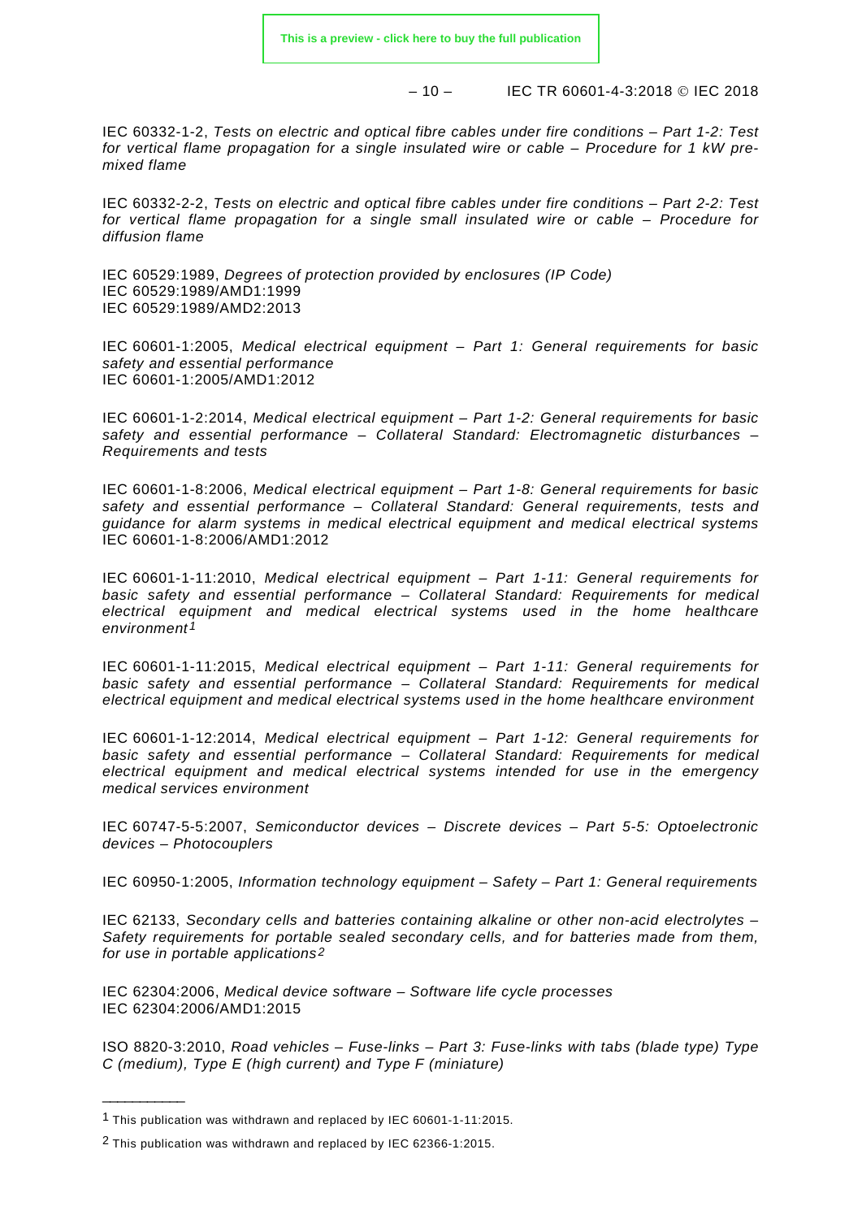IEC 60332-1-2, *Tests on electric and optical fibre cables under fire conditions – Part 1-2: Test for vertical flame propagation for a single insulated wire or cable – Procedure for 1 kW pre-mixed flame*

IEC 60332-2-2, *Tests on electric and optical fibre cables under fire conditions – Part 2-2: Test for vertical flame propagation for a single small insulated wire or cable – Procedure for diffusion flame*

IEC 60529:1989, *Degrees of protection provided by enclosures (IP Code)*
IEC 60529:1989/AMD1:1999
IEC 60529:1989/AMD2:2013

IEC 60601-1:2005, *Medical electrical equipment – Part 1: General requirements for basic safety and essential performance*
IEC 60601-1:2005/AMD1:2012

IEC 60601-1-2:2014, *Medical electrical equipment – Part 1-2: General requirements for basic safety and essential performance – Collateral Standard: Electromagnetic disturbances – Requirements and tests*

IEC 60601-1-8:2006, *Medical electrical equipment – Part 1-8: General requirements for basic safety and essential performance – Collateral Standard: General requirements, tests and guidance for alarm systems in medical electrical equipment and medical electrical systems*
IEC 60601-1-8:2006/AMD1:2012

IEC 60601-1-11:2010, *Medical electrical equipment – Part 1-11: General requirements for basic safety and essential performance – Collateral Standard: Requirements for medical electrical equipment and medical electrical systems used in the home healthcare environment*[1]

IEC 60601-1-11:2015, *Medical electrical equipment – Part 1-11: General requirements for basic safety and essential performance – Collateral Standard: Requirements for medical electrical equipment and medical electrical systems used in the home healthcare environment*

IEC 60601-1-12:2014, *Medical electrical equipment – Part 1-12: General requirements for basic safety and essential performance – Collateral Standard: Requirements for medical electrical equipment and medical electrical systems intended for use in the emergency medical services environment*

IEC 60747-5-5:2007, *Semiconductor devices – Discrete devices – Part 5-5: Optoelectronic devices – Photocouplers*

IEC 60950-1:2005, *Information technology equipment – Safety – Part 1: General requirements*

IEC 62133, *Secondary cells and batteries containing alkaline or other non-acid electrolytes – Safety requirements for portable sealed secondary cells, and for batteries made from them, for use in portable applications*[2]

IEC 62304:2006, *Medical device software – Software life cycle processes*
IEC 62304:2006/AMD1:2015

ISO 8820-3:2010, *Road vehicles – Fuse-links – Part 3: Fuse-links with tabs (blade type) Type C (medium), Type E (high current) and Type F (miniature)*

---

[1] This publication was withdrawn and replaced by IEC 60601-1-11:2015.

[2] This publication was withdrawn and replaced by IEC 62366-1:2015.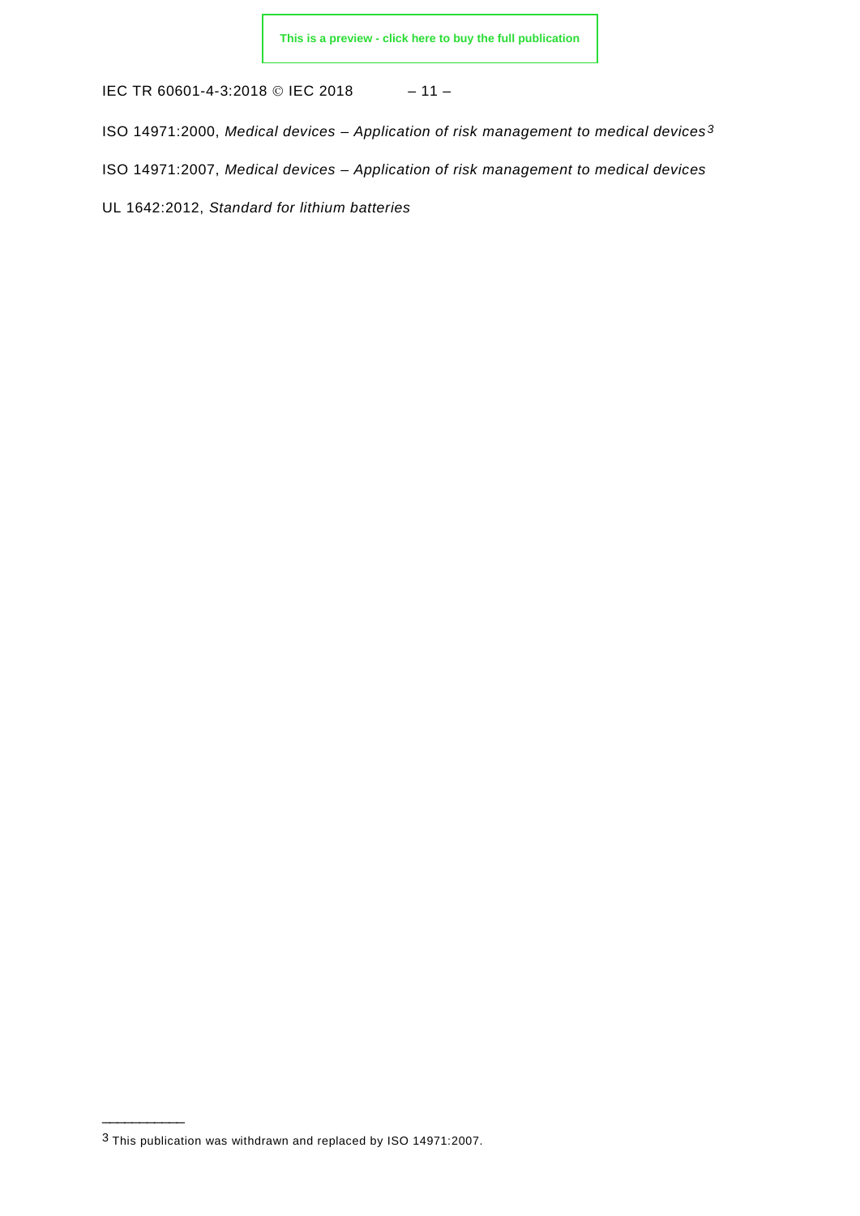ISO 14971:2000, *Medical devices – Application of risk management to medical devices*[3]

ISO 14971:2007, *Medical devices – Application of risk management to medical devices*

UL 1642:2012, *Standard for lithium batteries*

---

[3] This publication was withdrawn and replaced by ISO 14971:2007.